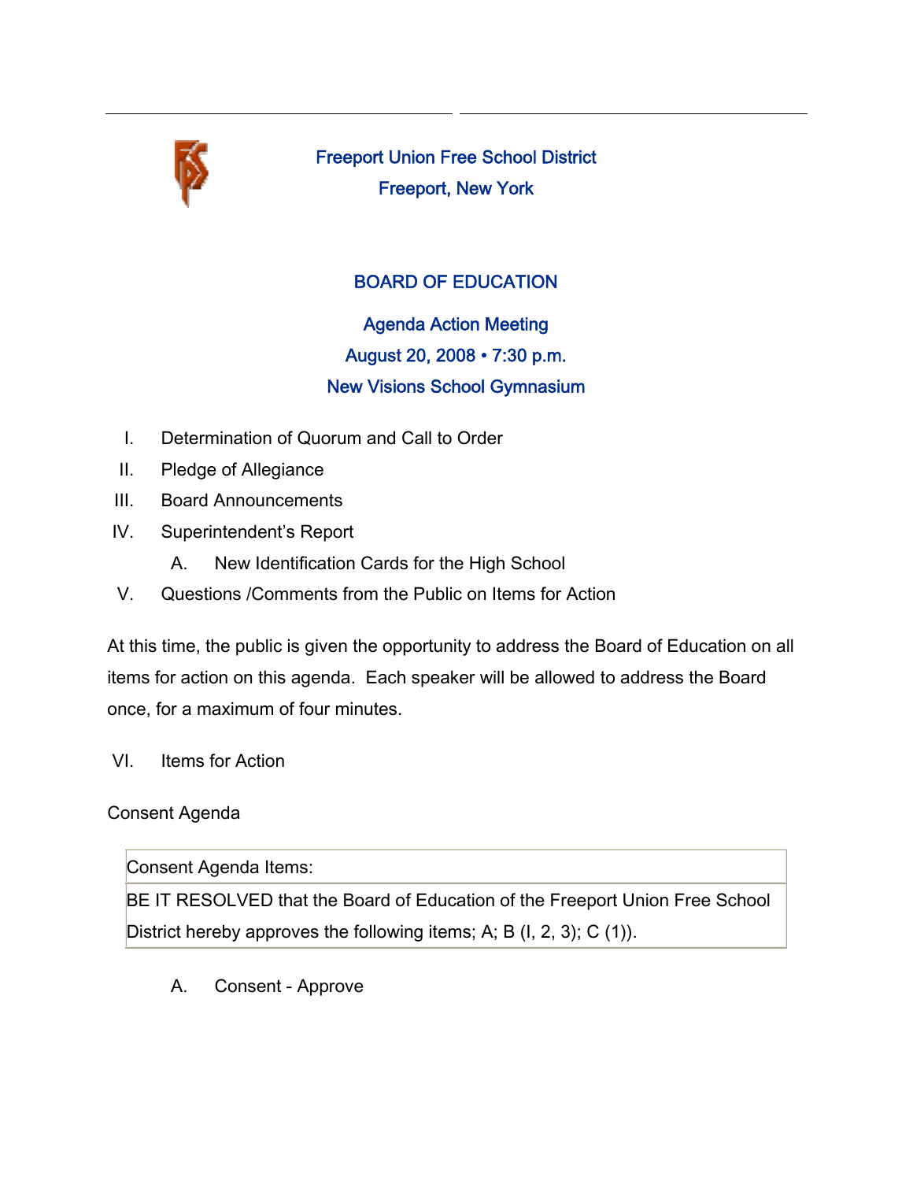# Freeport Union Free School District

## Freeport, New York

## BOARD OF EDUCATION

### Agenda Action Meeting

### August 20, 2008 • 7:30 p.m.

### New Visions School Gymnasium

I. Determination of Quorum and Call to Order

II. Pledge of Allegiance

III. Board Announcements

IV. Superintendent's Report

   A. New Identification Cards for the High School

V. Questions /Comments from the Public on Items for Action

At this time, the public is given the opportunity to address the Board of Education on all items for action on this agenda. Each speaker will be allowed to address the Board once, for a maximum of four minutes.

VI. Items for Action

Consent Agenda

| Consent Agenda Items: |
|---|
| BE IT RESOLVED that the Board of Education of the Freeport Union Free School District hereby approves the following items; A; B (I, 2, 3); C (1)). |

   A. Consent - Approve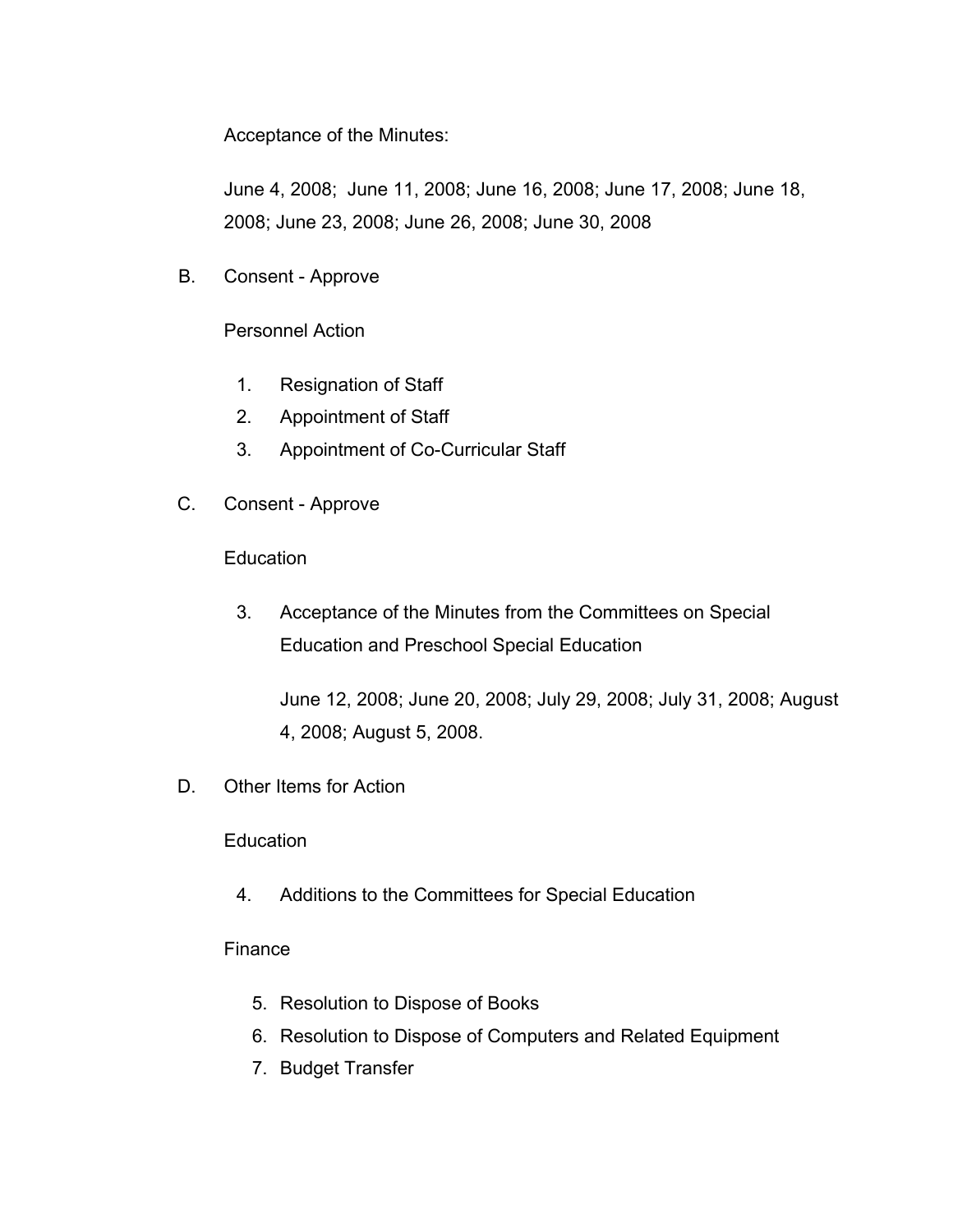Acceptance of the Minutes:

June 4, 2008; June 11, 2008; June 16, 2008; June 17, 2008; June 18, 2008; June 23, 2008; June 26, 2008; June 30, 2008

B. Consent - Approve

Personnel Action

1. Resignation of Staff
2. Appointment of Staff
3. Appointment of Co-Curricular Staff

C. Consent - Approve

Education

3. Acceptance of the Minutes from the Committees on Special Education and Preschool Special Education

   June 12, 2008; June 20, 2008; July 29, 2008; July 31, 2008; August 4, 2008; August 5, 2008.

D. Other Items for Action

Education

4. Additions to the Committees for Special Education

Finance

5. Resolution to Dispose of Books
6. Resolution to Dispose of Computers and Related Equipment
7. Budget Transfer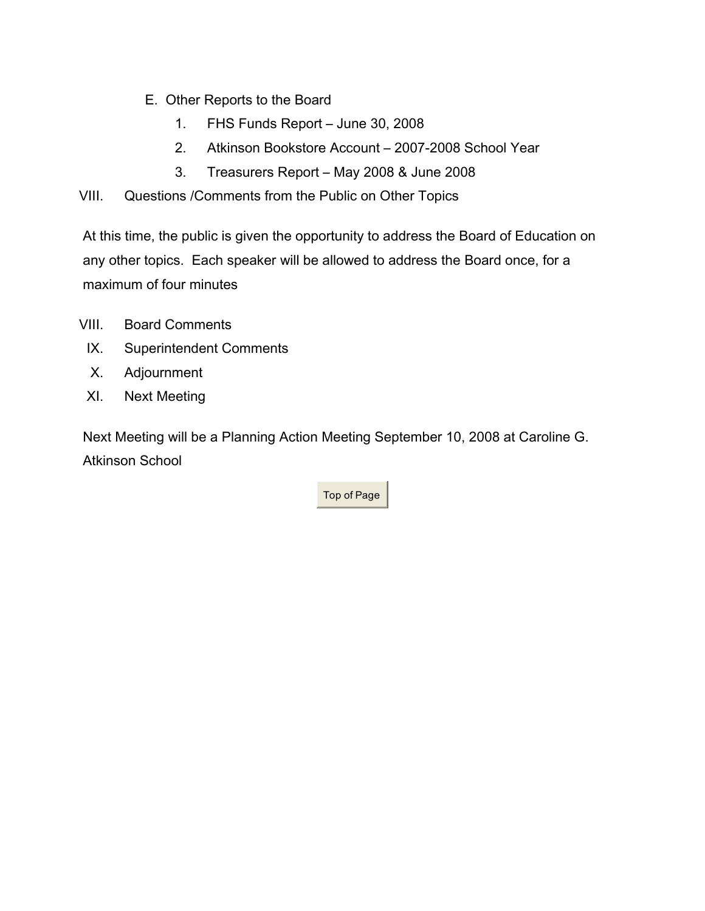E. Other Reports to the Board

1. FHS Funds Report – June 30, 2008
2. Atkinson Bookstore Account – 2007-2008 School Year
3. Treasurers Report – May 2008 & June 2008

VIII. Questions /Comments from the Public on Other Topics

At this time, the public is given the opportunity to address the Board of Education on any other topics. Each speaker will be allowed to address the Board once, for a maximum of four minutes

VIII. Board Comments

IX. Superintendent Comments

X. Adjournment

XI. Next Meeting

Next Meeting will be a Planning Action Meeting September 10, 2008 at Caroline G. Atkinson School

Top of Page